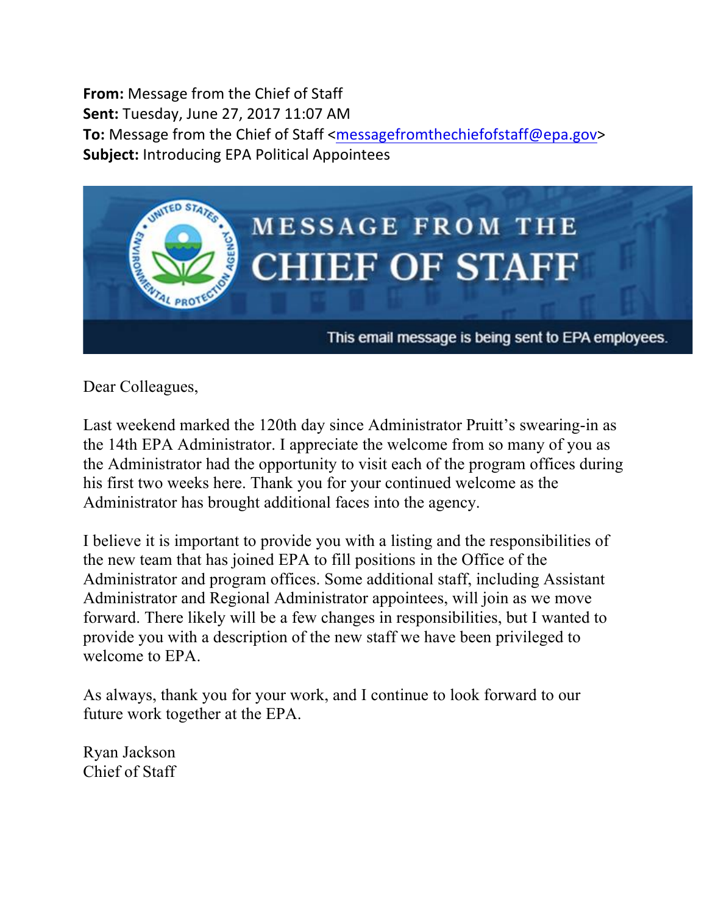**From:** Message from the Chief of Staff
**Sent:** Tuesday, June 27, 2017 11:07 AM
**To:** Message from the Chief of Staff <messagefromthechiefofstaff@epa.gov>
**Subject:** Introducing EPA Political Appointees

MESSAGE FROM THE
CHIEF OF STAFF

This email message is being sent to EPA employees.

Dear Colleagues,

Last weekend marked the 120th day since Administrator Pruitt's swearing-in as the 14th EPA Administrator. I appreciate the welcome from so many of you as the Administrator had the opportunity to visit each of the program offices during his first two weeks here. Thank you for your continued welcome as the Administrator has brought additional faces into the agency.

I believe it is important to provide you with a listing and the responsibilities of the new team that has joined EPA to fill positions in the Office of the Administrator and program offices. Some additional staff, including Assistant Administrator and Regional Administrator appointees, will join as we move forward. There likely will be a few changes in responsibilities, but I wanted to provide you with a description of the new staff we have been privileged to welcome to EPA.

As always, thank you for your work, and I continue to look forward to our future work together at the EPA.

Ryan Jackson
Chief of Staff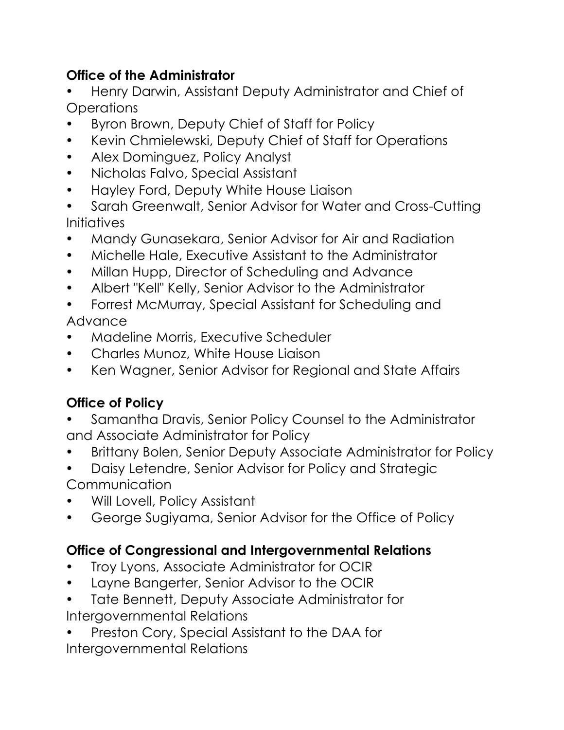**Office of the Administrator**

- Henry Darwin, Assistant Deputy Administrator and Chief of Operations
- Byron Brown, Deputy Chief of Staff for Policy
- Kevin Chmielewski, Deputy Chief of Staff for Operations
- Alex Dominguez, Policy Analyst
- Nicholas Falvo, Special Assistant
- Hayley Ford, Deputy White House Liaison
- Sarah Greenwalt, Senior Advisor for Water and Cross-Cutting Initiatives
- Mandy Gunasekara, Senior Advisor for Air and Radiation
- Michelle Hale, Executive Assistant to the Administrator
- Millan Hupp, Director of Scheduling and Advance
- Albert "Kell" Kelly, Senior Advisor to the Administrator
- Forrest McMurray, Special Assistant for Scheduling and Advance
- Madeline Morris, Executive Scheduler
- Charles Munoz, White House Liaison
- Ken Wagner, Senior Advisor for Regional and State Affairs

**Office of Policy**

- Samantha Dravis, Senior Policy Counsel to the Administrator and Associate Administrator for Policy
- Brittany Bolen, Senior Deputy Associate Administrator for Policy
- Daisy Letendre, Senior Advisor for Policy and Strategic Communication
- Will Lovell, Policy Assistant
- George Sugiyama, Senior Advisor for the Office of Policy

**Office of Congressional and Intergovernmental Relations**

- Troy Lyons, Associate Administrator for OCIR
- Layne Bangerter, Senior Advisor to the OCIR
- Tate Bennett, Deputy Associate Administrator for Intergovernmental Relations
- Preston Cory, Special Assistant to the DAA for Intergovernmental Relations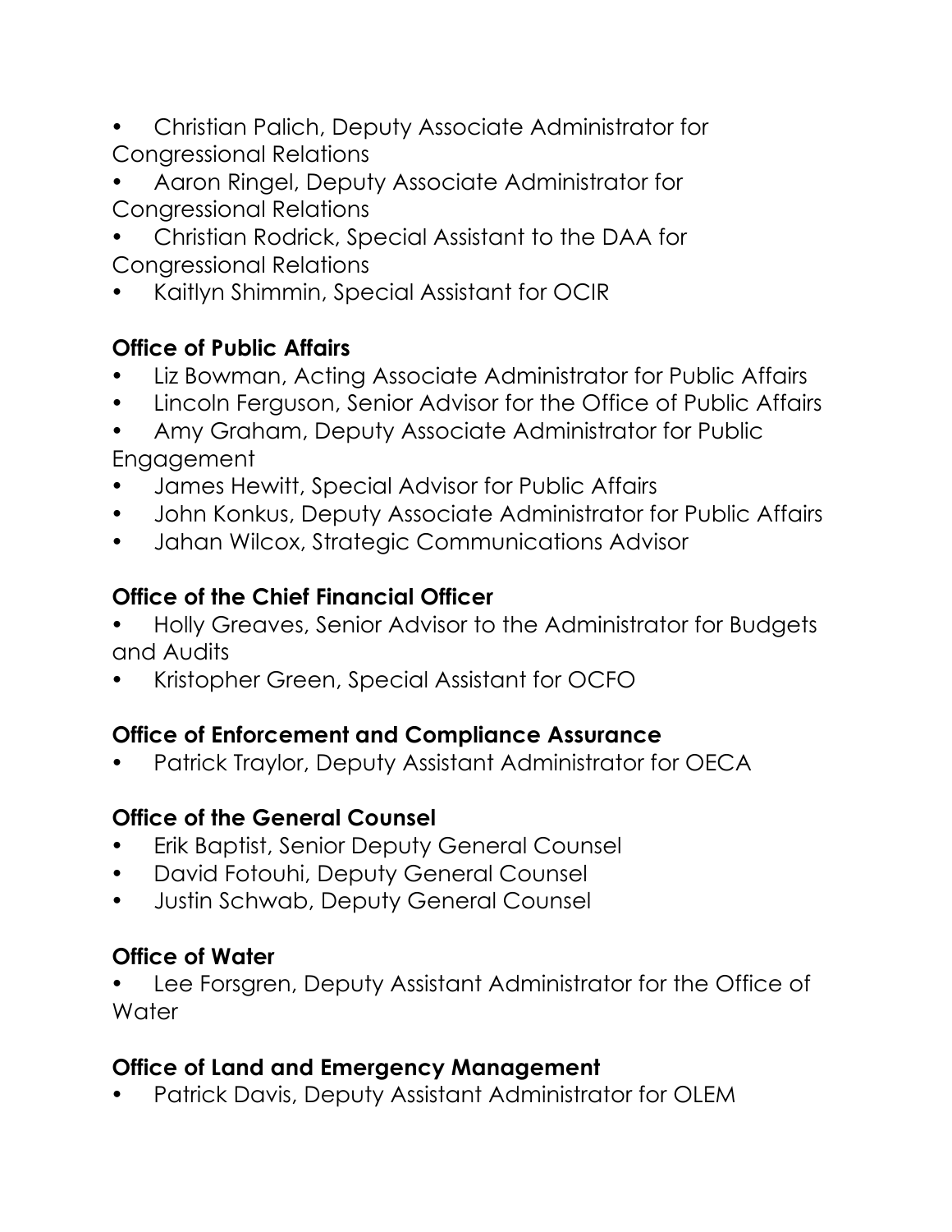- Christian Palich, Deputy Associate Administrator for Congressional Relations
- Aaron Ringel, Deputy Associate Administrator for Congressional Relations
- Christian Rodrick, Special Assistant to the DAA for Congressional Relations
- Kaitlyn Shimmin, Special Assistant for OCIR

**Office of Public Affairs**

- Liz Bowman, Acting Associate Administrator for Public Affairs
- Lincoln Ferguson, Senior Advisor for the Office of Public Affairs
- Amy Graham, Deputy Associate Administrator for Public Engagement
- James Hewitt, Special Advisor for Public Affairs
- John Konkus, Deputy Associate Administrator for Public Affairs
- Jahan Wilcox, Strategic Communications Advisor

**Office of the Chief Financial Officer**

- Holly Greaves, Senior Advisor to the Administrator for Budgets and Audits
- Kristopher Green, Special Assistant for OCFO

**Office of Enforcement and Compliance Assurance**

- Patrick Traylor, Deputy Assistant Administrator for OECA

**Office of the General Counsel**

- Erik Baptist, Senior Deputy General Counsel
- David Fotouhi, Deputy General Counsel
- Justin Schwab, Deputy General Counsel

**Office of Water**

- Lee Forsgren, Deputy Assistant Administrator for the Office of Water

**Office of Land and Emergency Management**

- Patrick Davis, Deputy Assistant Administrator for OLEM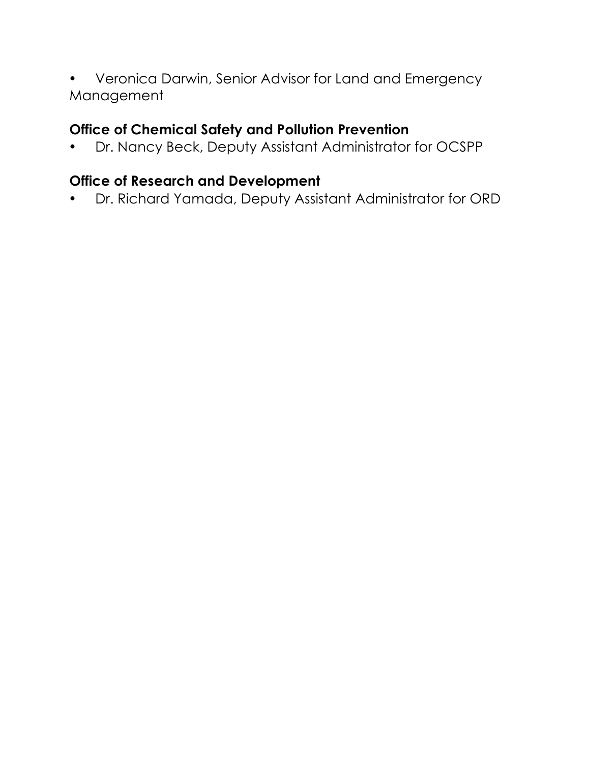- Veronica Darwin, Senior Advisor for Land and Emergency Management

**Office of Chemical Safety and Pollution Prevention**

- Dr. Nancy Beck, Deputy Assistant Administrator for OCSPP

**Office of Research and Development**

- Dr. Richard Yamada, Deputy Assistant Administrator for ORD